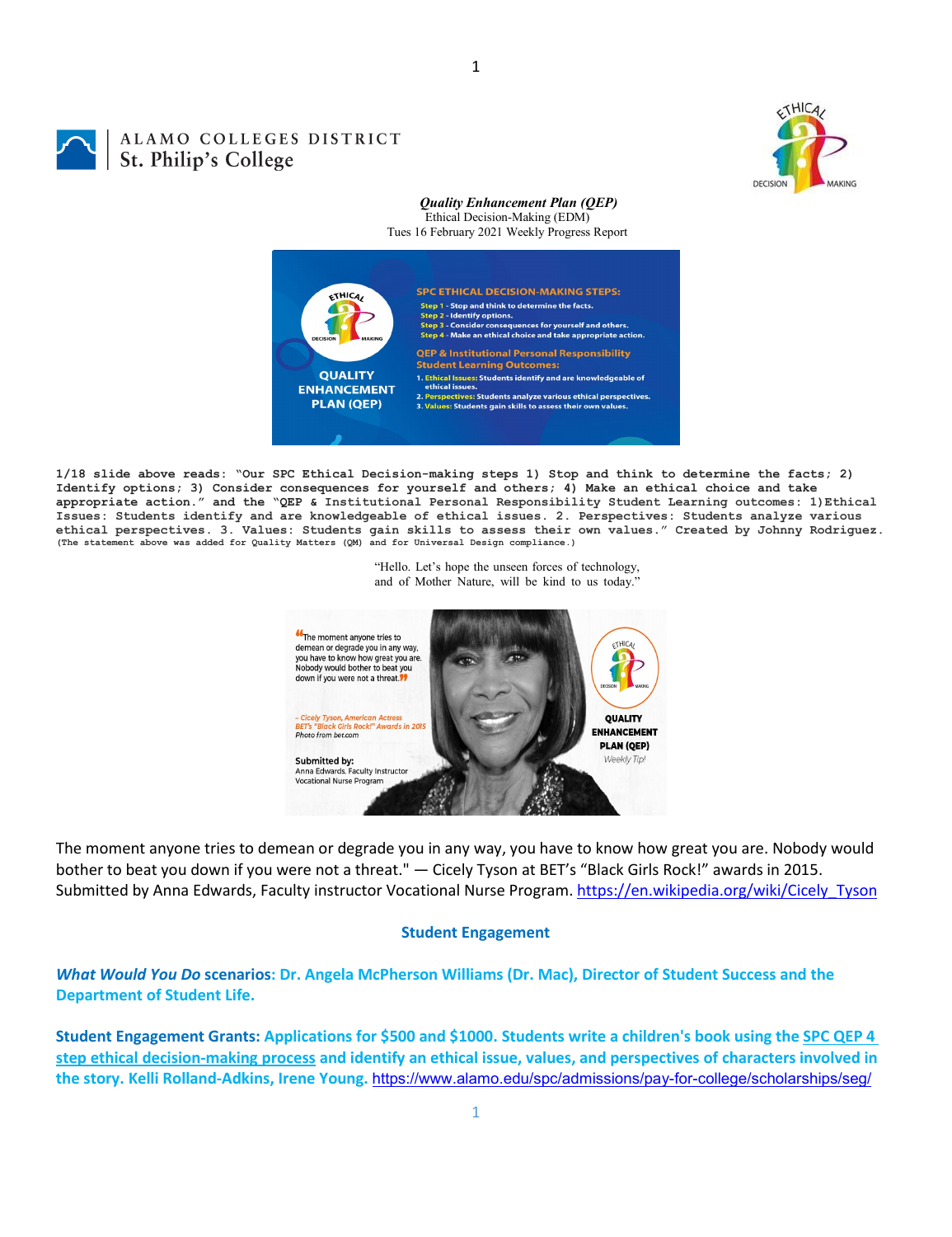ALAMO COLLEGES DISTRICT
St. Philip's College

***Quality Enhancement Plan (QEP)***
Ethical Decision-Making (EDM)
Tues 16 February 2021 Weekly Progress Report

**1/18 slide above reads: "Our SPC Ethical Decision-making steps 1) Stop and think to determine the facts; 2) Identify options; 3) Consider consequences for yourself and others; 4) Make an ethical choice and take appropriate action." and the "QEP & Institutional Personal Responsibility Student Learning outcomes: 1) Ethical Issues: Students identify and are knowledgeable of ethical issues. 2. Perspectives: Students analyze various ethical perspectives. 3. Values: Students gain skills to assess their own values." Created by Johnny Rodriguez.**
**(The statement above was added for Quality Matters (QM) and for Universal Design compliance.)**

"Hello. Let's hope the unseen forces of technology, and of Mother Nature, will be kind to us today."

The moment anyone tries to demean or degrade you in any way, you have to know how great you are. Nobody would bother to beat you down if you were not a threat." — Cicely Tyson at BET's "Black Girls Rock!" awards in 2015. Submitted by Anna Edwards, Faculty instructor Vocational Nurse Program. https://en.wikipedia.org/wiki/Cicely_Tyson

## Student Engagement

***What Would You Do* scenarios: Dr. Angela McPherson Williams (Dr. Mac), Director of Student Success and the Department of Student Life.**

**Student Engagement Grants: Applications for $500 and $1000. Students write a children's book using the SPC QEP 4 step ethical decision-making process and identify an ethical issue, values, and perspectives of characters involved in the story. Kelli Rolland-Adkins, Irene Young.** https://www.alamo.edu/spc/admissions/pay-for-college/scholarships/seg/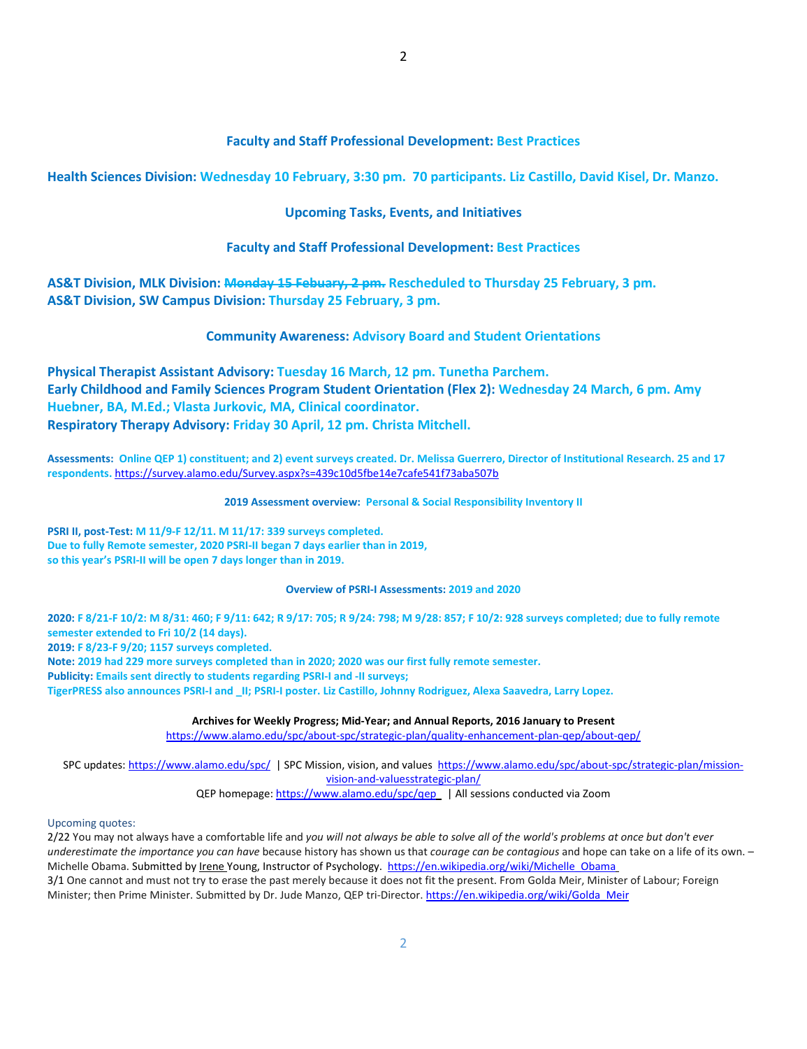### **Faculty and Staff Professional Development:** Best Practices

**Health Sciences Division:** **Wednesday 10 February, 3:30 pm. 70 participants. Liz Castillo, David Kisel, Dr. Manzo.**

### **Upcoming Tasks, Events, and Initiatives**

### **Faculty and Staff Professional Development:** Best Practices

**AS&T Division, MLK Division:** ~~**Monday 15 Febuary, 2 pm.**~~ **Rescheduled to Thursday 25 February, 3 pm.**
**AS&T Division, SW Campus Division:** **Thursday 25 February, 3 pm.**

### **Community Awareness:** Advisory Board and Student Orientations

**Physical Therapist Assistant Advisory:** **Tuesday 16 March, 12 pm. Tunetha Parchem.**
**Early Childhood and Family Sciences Program Student Orientation (Flex 2):** **Wednesday 24 March, 6 pm. Amy Huebner, BA, M.Ed.; Vlasta Jurkovic, MA, Clinical coordinator.**
**Respiratory Therapy Advisory:** **Friday 30 April, 12 pm. Christa Mitchell.**

**Assessments:** **Online QEP 1) constituent; and 2) event surveys created. Dr. Melissa Guerrero, Director of Institutional Research. 25 and 17 respondents.** https://survey.alamo.edu/Survey.aspx?s=439c10d5fbe14e7cafe541f73aba507b

**2019 Assessment overview:** **Personal & Social Responsibility Inventory II**

**PSRI II, post-Test:** **M 11/9-F 12/11. M 11/17: 339 surveys completed.**
**Due to fully Remote semester, 2020 PSRI-II began 7 days earlier than in 2019,**
**so this year's PSRI-II will be open 7 days longer than in 2019.**

**Overview of PSRI-I Assessments:** **2019 and 2020**

**2020:** **F 8/21-F 10/2: M 8/31: 460; F 9/11: 642; R 9/17: 705; R 9/24: 798; M 9/28: 857; F 10/2: 928 surveys completed; due to fully remote semester extended to Fri 10/2 (14 days).**
**2019:** **F 8/23-F 9/20; 1157 surveys completed.**
**Note:** **2019 had 229 more surveys completed than in 2020; 2020 was our first fully remote semester.**
**Publicity:** **Emails sent directly to students regarding PSRI-I and -II surveys;**
**TigerPRESS also announces PSRI-I and _II; PSRI-I poster. Liz Castillo, Johnny Rodriguez, Alexa Saavedra, Larry Lopez.**

**Archives for Weekly Progress; Mid-Year; and Annual Reports, 2016 January to Present**
https://www.alamo.edu/spc/about-spc/strategic-plan/quality-enhancement-plan-qep/about-qep/

SPC updates: https://www.alamo.edu/spc/ | SPC Mission, vision, and values https://www.alamo.edu/spc/about-spc/strategic-plan/mission-vision-and-valuesstrategic-plan/
QEP homepage: https://www.alamo.edu/spc/qep | All sessions conducted via Zoom

Upcoming quotes:
2/22 You may not always have a comfortable life and *you will not always be able to solve all of the world's problems at once but don't ever underestimate the importance you can have* because history has shown us that *courage can be contagious* and hope can take on a life of its own. – Michelle Obama. Submitted by Irene Young, Instructor of Psychology. https://en.wikipedia.org/wiki/Michelle_Obama
3/1 One cannot and must not try to erase the past merely because it does not fit the present. From Golda Meir, Minister of Labour; Foreign Minister; then Prime Minister. Submitted by Dr. Jude Manzo, QEP tri-Director. https://en.wikipedia.org/wiki/Golda_Meir